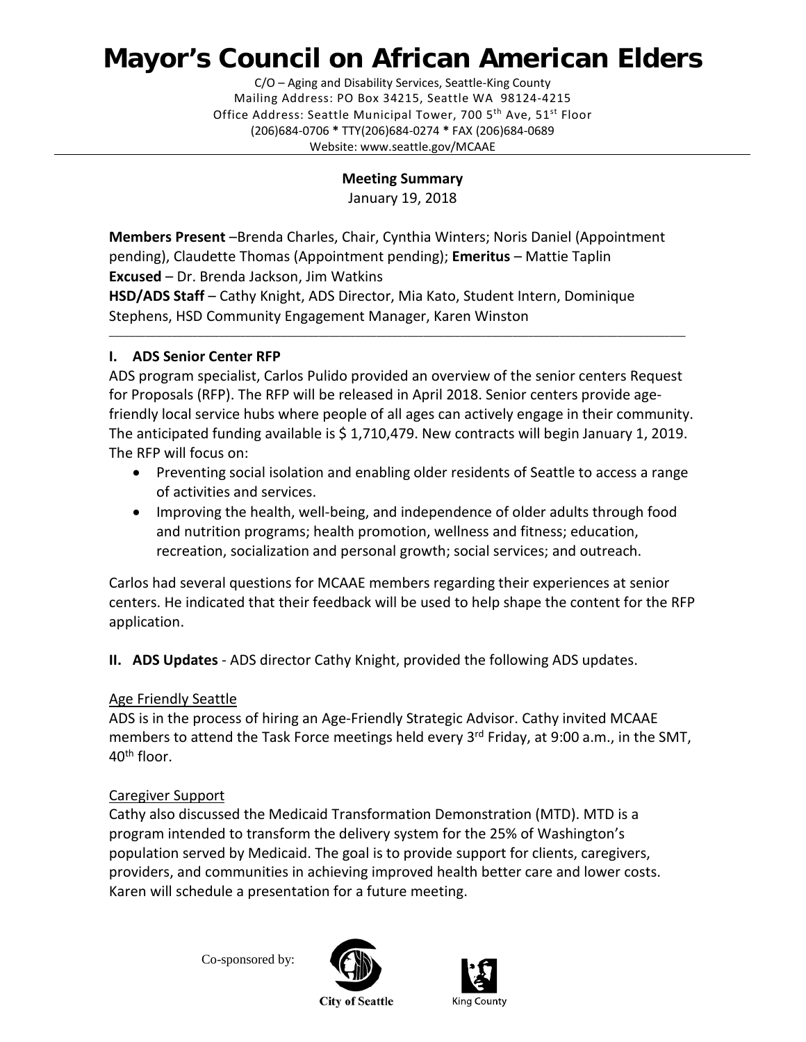# Mayor's Council on African American Elders

C/O – Aging and Disability Services, Seattle-King County
Mailing Address: PO Box 34215, Seattle WA 98124-4215
Office Address: Seattle Municipal Tower, 700 5th Ave, 51st Floor
(206)684-0706 * TTY(206)684-0274 * FAX (206)684-0689
Website: www.seattle.gov/MCAAE

**Meeting Summary**
January 19, 2018

**Members Present** –Brenda Charles, Chair, Cynthia Winters; Noris Daniel (Appointment pending), Claudette Thomas (Appointment pending); **Emeritus** – Mattie Taplin
**Excused** – Dr. Brenda Jackson, Jim Watkins
**HSD/ADS Staff** – Cathy Knight, ADS Director, Mia Kato, Student Intern, Dominique Stephens, HSD Community Engagement Manager, Karen Winston

---

## I. ADS Senior Center RFP

ADS program specialist, Carlos Pulido provided an overview of the senior centers Request for Proposals (RFP). The RFP will be released in April 2018. Senior centers provide age-friendly local service hubs where people of all ages can actively engage in their community. The anticipated funding available is $ 1,710,479. New contracts will begin January 1, 2019. The RFP will focus on:

- Preventing social isolation and enabling older residents of Seattle to access a range of activities and services.
- Improving the health, well-being, and independence of older adults through food and nutrition programs; health promotion, wellness and fitness; education, recreation, socialization and personal growth; social services; and outreach.

Carlos had several questions for MCAAE members regarding their experiences at senior centers. He indicated that their feedback will be used to help shape the content for the RFP application.

## II. ADS Updates - ADS director Cathy Knight, provided the following ADS updates.

Age Friendly Seattle

ADS is in the process of hiring an Age-Friendly Strategic Advisor. Cathy invited MCAAE members to attend the Task Force meetings held every 3rd Friday, at 9:00 a.m., in the SMT, 40th floor.

Caregiver Support

Cathy also discussed the Medicaid Transformation Demonstration (MTD). MTD is a program intended to transform the delivery system for the 25% of Washington's population served by Medicaid. The goal is to provide support for clients, caregivers, providers, and communities in achieving improved health better care and lower costs. Karen will schedule a presentation for a future meeting.

Co-sponsored by: City of Seattle King County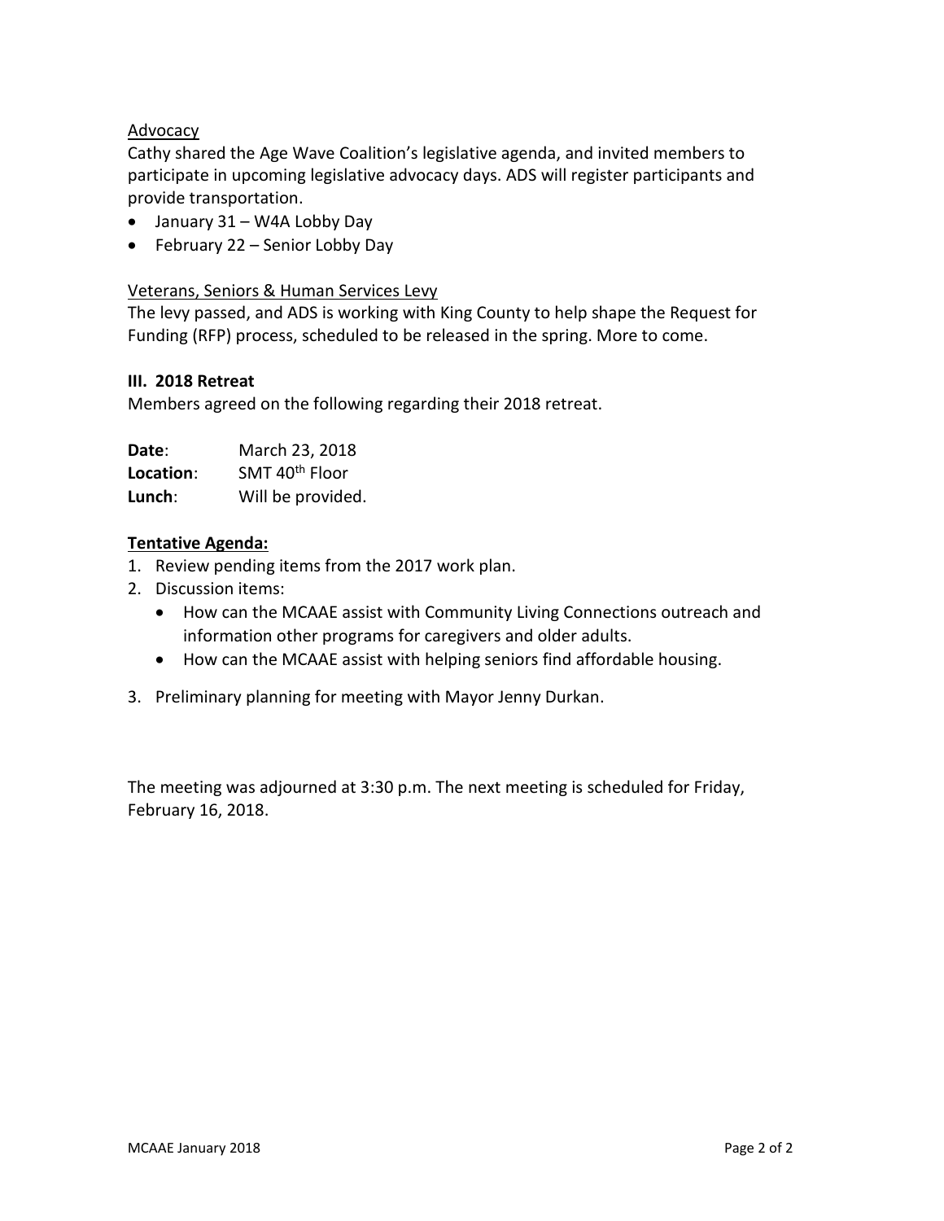Advocacy

Cathy shared the Age Wave Coalition's legislative agenda, and invited members to participate in upcoming legislative advocacy days. ADS will register participants and provide transportation.

- January 31 – W4A Lobby Day
- February 22 – Senior Lobby Day

Veterans, Seniors & Human Services Levy

The levy passed, and ADS is working with King County to help shape the Request for Funding (RFP) process, scheduled to be released in the spring. More to come.

### III. 2018 Retreat

Members agreed on the following regarding their 2018 retreat.

**Date**: March 23, 2018
**Location**: SMT 40th Floor
**Lunch**: Will be provided.

**Tentative Agenda:**

1. Review pending items from the 2017 work plan.
2. Discussion items:
   - How can the MCAAE assist with Community Living Connections outreach and information other programs for caregivers and older adults.
   - How can the MCAAE assist with helping seniors find affordable housing.
3. Preliminary planning for meeting with Mayor Jenny Durkan.

The meeting was adjourned at 3:30 p.m. The next meeting is scheduled for Friday, February 16, 2018.